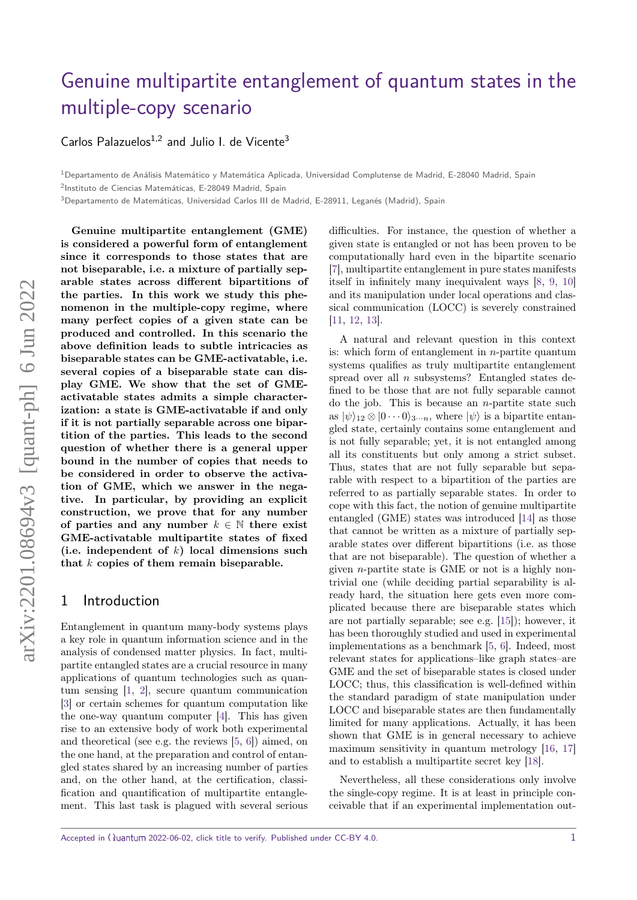# Genuine multipartite entanglement of quantum states in the multiple-copy scenario

Carlos Palazuelos[1,2] and Julio I. de Vicente[3]

[1]Departamento de Análisis Matemático y Matemática Aplicada, Universidad Complutense de Madrid, E-28040 Madrid, Spain

[2]Instituto de Ciencias Matemáticas, E-28049 Madrid, Spain

[3]Departamento de Matemáticas, Universidad Carlos III de Madrid, E-28911, Leganés (Madrid), Spain

**Genuine multipartite entanglement (GME) is considered a powerful form of entanglement since it corresponds to those states that are not biseparable, i.e. a mixture of partially separable states across different bipartitions of the parties. In this work we study this phenomenon in the multiple-copy regime, where many perfect copies of a given state can be produced and controlled. In this scenario the above definition leads to subtle intricacies as biseparable states can be GME-activatable, i.e. several copies of a biseparable state can display GME. We show that the set of GME-activatable states admits a simple characterization: a state is GME-activatable if and only if it is not partially separable across one bipartition of the parties. This leads to the second question of whether there is a general upper bound in the number of copies that needs to be considered in order to observe the activation of GME, which we answer in the negative. In particular, by providing an explicit construction, we prove that for any number of parties and any number $k \in \mathbb{N}$ there exist GME-activatable multipartite states of fixed (i.e. independent of $k$) local dimensions such that $k$ copies of them remain biseparable.**

## 1 Introduction

Entanglement in quantum many-body systems plays a key role in quantum information science and in the analysis of condensed matter physics. In fact, multipartite entangled states are a crucial resource in many applications of quantum technologies such as quantum sensing [1, 2], secure quantum communication [3] or certain schemes for quantum computation like the one-way quantum computer [4]. This has given rise to an extensive body of work both experimental and theoretical (see e.g. the reviews [5, 6]) aimed, on the one hand, at the preparation and control of entangled states shared by an increasing number of parties and, on the other hand, at the certification, classification and quantification of multipartite entanglement. This last task is plagued with several serious difficulties. For instance, the question of whether a given state is entangled or not has been proven to be computationally hard even in the bipartite scenario [7], multipartite entanglement in pure states manifests itself in infinitely many inequivalent ways [8, 9, 10] and its manipulation under local operations and classical communication (LOCC) is severely constrained [11, 12, 13].

A natural and relevant question in this context is: which form of entanglement in $n$-partite quantum systems qualifies as truly multipartite entanglement spread over all $n$ subsystems? Entangled states defined to be those that are not fully separable cannot do the job. This is because an $n$-partite state such as $|\psi\rangle_{12} \otimes |0\cdots 0\rangle_{3\cdots n}$, where $|\psi\rangle$ is a bipartite entangled state, certainly contains some entanglement and is not fully separable; yet, it is not entangled among all its constituents but only among a strict subset. Thus, states that are not fully separable but separable with respect to a bipartition of the parties are referred to as partially separable states. In order to cope with this fact, the notion of genuine multipartite entangled (GME) states was introduced [14] as those that cannot be written as a mixture of partially separable states over different bipartitions (i.e. as those that are not biseparable). The question of whether a given $n$-partite state is GME or not is a highly nontrivial one (while deciding partial separability is already hard, the situation here gets even more complicated because there are biseparable states which are not partially separable; see e.g. [15]); however, it has been thoroughly studied and used in experimental implementations as a benchmark [5, 6]. Indeed, most relevant states for applications–like graph states–are GME and the set of biseparable states is closed under LOCC; thus, this classification is well-defined within the standard paradigm of state manipulation under LOCC and biseparable states are then fundamentally limited for many applications. Actually, it has been shown that GME is in general necessary to achieve maximum sensitivity in quantum metrology [16, 17] and to establish a multipartite secret key [18].

Nevertheless, all these considerations only involve the single-copy regime. It is at least in principle conceivable that if an experimental implementation out-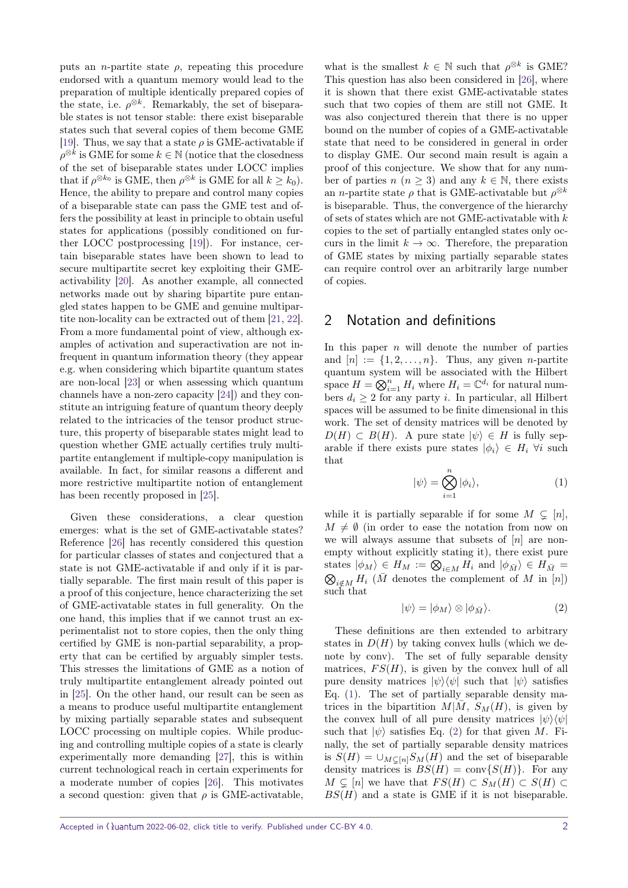puts an $n$-partite state $\rho$, repeating this procedure endorsed with a quantum memory would lead to the preparation of multiple identically prepared copies of the state, i.e. $\rho^{\otimes k}$. Remarkably, the set of biseparable states is not tensor stable: there exist biseparable states such that several copies of them become GME [19]. Thus, we say that a state $\rho$ is GME-activatable if $\rho^{\otimes k}$ is GME for some $k \in \mathbb{N}$ (notice that the closedness of the set of biseparable states under LOCC implies that if $\rho^{\otimes k_0}$ is GME, then $\rho^{\otimes k}$ is GME for all $k \geq k_0$). Hence, the ability to prepare and control many copies of a biseparable state can pass the GME test and offers the possibility at least in principle to obtain useful states for applications (possibly conditioned on further LOCC postprocessing [19]). For instance, certain biseparable states have been shown to lead to secure multipartite secret key exploiting their GME-activability [20]. As another example, all connected networks made out by sharing bipartite pure entangled states happen to be GME and genuine multipartite non-locality can be extracted out of them [21, 22]. From a more fundamental point of view, although examples of activation and superactivation are not infrequent in quantum information theory (they appear e.g. when considering which bipartite quantum states are non-local [23] or when assessing which quantum channels have a non-zero capacity [24]) and they constitute an intriguing feature of quantum theory deeply related to the intricacies of the tensor product structure, this property of biseparable states might lead to question whether GME actually certifies truly multipartite entanglement if multiple-copy manipulation is available. In fact, for similar reasons a different and more restrictive multipartite notion of entanglement has been recently proposed in [25].

Given these considerations, a clear question emerges: what is the set of GME-activatable states? Reference [26] has recently considered this question for particular classes of states and conjectured that a state is not GME-activatable if and only if it is partially separable. The first main result of this paper is a proof of this conjecture, hence characterizing the set of GME-activatable states in full generality. On the one hand, this implies that if we cannot trust an experimentalist not to store copies, then the only thing certified by GME is non-partial separability, a property that can be certified by arguably simpler tests. This stresses the limitations of GME as a notion of truly multipartite entanglement already pointed out in [25]. On the other hand, our result can be seen as a means to produce useful multipartite entanglement by mixing partially separable states and subsequent LOCC processing on multiple copies. While producing and controlling multiple copies of a state is clearly experimentally more demanding [27], this is within current technological reach in certain experiments for a moderate number of copies [26]. This motivates a second question: given that $\rho$ is GME-activatable, what is the smallest $k \in \mathbb{N}$ such that $\rho^{\otimes k}$ is GME? This question has also been considered in [26], where it is shown that there exist GME-activatable states such that two copies of them are still not GME. It was also conjectured therein that there is no upper bound on the number of copies of a GME-activatable state that need to be considered in general in order to display GME. Our second main result is again a proof of this conjecture. We show that for any number of parties $n$ ($n \geq 3$) and any $k \in \mathbb{N}$, there exists an $n$-partite state $\rho$ that is GME-activatable but $\rho^{\otimes k}$ is biseparable. Thus, the convergence of the hierarchy of sets of states which are not GME-activatable with $k$ copies to the set of partially entangled states only occurs in the limit $k \to \infty$. Therefore, the preparation of GME states by mixing partially separable states can require control over an arbitrarily large number of copies.

## 2 Notation and definitions

In this paper $n$ will denote the number of parties and $[n] := \{1, 2, \ldots, n\}$. Thus, any given $n$-partite quantum system will be associated with the Hilbert space $H = \bigotimes_{i=1}^{n} H_i$ where $H_i = \mathbb{C}^{d_i}$ for natural numbers $d_i \geq 2$ for any party $i$. In particular, all Hilbert spaces will be assumed to be finite dimensional in this work. The set of density matrices will be denoted by $D(H) \subset B(H)$. A pure state $|\psi\rangle \in H$ is fully separable if there exists pure states $|\phi_i\rangle \in H_i \ \forall i$ such that

$$|\psi\rangle = \bigotimes_{i=1}^{n} |\phi_i\rangle, \tag{1}$$

while it is partially separable if for some $M \subsetneq [n]$, $M \neq \emptyset$ (in order to ease the notation from now on we will always assume that subsets of $[n]$ are non-empty without explicitly stating it), there exist pure states $|\phi_M\rangle \in H_M := \bigotimes_{i \in M} H_i$ and $|\phi_{\bar{M}}\rangle \in H_{\bar{M}} = \bigotimes_{i \notin M} H_i$ ($\bar{M}$ denotes the complement of $M$ in $[n]$) such that

$$|\psi\rangle = |\phi_M\rangle \otimes |\phi_{\bar{M}}\rangle. \tag{2}$$

These definitions are then extended to arbitrary states in $D(H)$ by taking convex hulls (which we denote by conv). The set of fully separable density matrices, $FS(H)$, is given by the convex hull of all pure density matrices $|\psi\rangle\langle\psi|$ such that $|\psi\rangle$ satisfies Eq. (1). The set of partially separable density matrices in the bipartition $M|\bar{M}$, $S_M(H)$, is given by the convex hull of all pure density matrices $|\psi\rangle\langle\psi|$ such that $|\psi\rangle$ satisfies Eq. (2) for that given $M$. Finally, the set of partially separable density matrices is $S(H) = \cup_{M \subsetneq [n]} S_M(H)$ and the set of biseparable density matrices is $BS(H) = \text{conv}\{S(H)\}$. For any $M \subsetneq [n]$ we have that $FS(H) \subset S_M(H) \subset S(H) \subset BS(H)$ and a state is GME if it is not biseparable.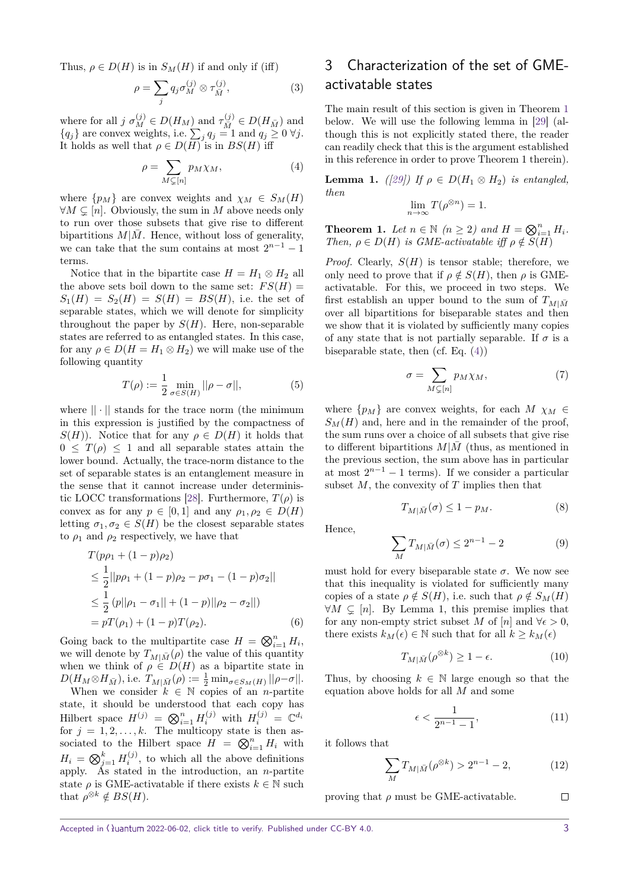Thus, $\rho \in D(H)$ is in $S_M(H)$ if and only if (iff)

$$\rho = \sum_j q_j \sigma_M^{(j)} \otimes \tau_{\bar{M}}^{(j)}, \tag{3}$$

where for all $j$ $\sigma_M^{(j)} \in D(H_M)$ and $\tau_{\bar{M}}^{(j)} \in D(H_{\bar{M}})$ and $\{q_j\}$ are convex weights, i.e. $\sum_j q_j = 1$ and $q_j \geq 0$ $\forall j$. It holds as well that $\rho \in D(H)$ is in $BS(H)$ iff

$$\rho = \sum_{M \subsetneq [n]} p_M \chi_M, \tag{4}$$

where $\{p_M\}$ are convex weights and $\chi_M \in S_M(H)$ $\forall M \subsetneq [n]$. Obviously, the sum in $M$ above needs only to run over those subsets that give rise to different bipartitions $M|\bar{M}$. Hence, without loss of generality, we can take that the sum contains at most $2^{n-1} - 1$ terms.

Notice that in the bipartite case $H = H_1 \otimes H_2$ all the above sets boil down to the same set: $FS(H) = S_1(H) = S_2(H) = S(H) = BS(H)$, i.e. the set of separable states, which we will denote for simplicity throughout the paper by $S(H)$. Here, non-separable states are referred to as entangled states. In this case, for any $\rho \in D(H = H_1 \otimes H_2)$ we will make use of the following quantity

$$T(\rho) := \frac{1}{2} \min_{\sigma \in S(H)} ||\rho - \sigma||, \tag{5}$$

where $||\cdot||$ stands for the trace norm (the minimum in this expression is justified by the compactness of $S(H)$). Notice that for any $\rho \in D(H)$ it holds that $0 \leq T(\rho) \leq 1$ and all separable states attain the lower bound. Actually, the trace-norm distance to the set of separable states is an entanglement measure in the sense that it cannot increase under deterministic LOCC transformations [28]. Furthermore, $T(\rho)$ is convex as for any $p \in [0,1]$ and any $\rho_1, \rho_2 \in D(H)$ letting $\sigma_1, \sigma_2 \in S(H)$ be the closest separable states to $\rho_1$ and $\rho_2$ respectively, we have that

$$\begin{aligned}
&T(p\rho_1 + (1-p)\rho_2) \\
&\leq \frac{1}{2}||p\rho_1 + (1-p)\rho_2 - p\sigma_1 - (1-p)\sigma_2|| \\
&\leq \frac{1}{2}\left(p||\rho_1 - \sigma_1|| + (1-p)||\rho_2 - \sigma_2||\right) \\
&= pT(\rho_1) + (1-p)T(\rho_2).
\end{aligned} \tag{6}$$

Going back to the multipartite case $H = \bigotimes_{i=1}^n H_i$, we will denote by $T_{M|\bar{M}}(\rho)$ the value of this quantity when we think of $\rho \in D(H)$ as a bipartite state in $D(H_M \otimes H_{\bar{M}})$, i.e. $T_{M|\bar{M}}(\rho) := \frac{1}{2}\min_{\sigma \in S_M(H)} ||\rho - \sigma||$.

When we consider $k \in \mathbb{N}$ copies of an $n$-partite state, it should be understood that each copy has Hilbert space $H^{(j)} = \bigotimes_{i=1}^n H_i^{(j)}$ with $H_i^{(j)} = \mathbb{C}^{d_i}$ for $j = 1, 2, \ldots, k$. The multicopy state is then associated to the Hilbert space $H = \bigotimes_{i=1}^n H_i$ with $H_i = \bigotimes_{j=1}^k H_i^{(j)}$, to which all the above definitions apply. As stated in the introduction, an $n$-partite state $\rho$ is GME-activatable if there exists $k \in \mathbb{N}$ such that $\rho^{\otimes k} \notin BS(H)$.

## 3 Characterization of the set of GME-activatable states

The main result of this section is given in Theorem 1 below. We will use the following lemma in [29] (although this is not explicitly stated there, the reader can readily check that this is the argument established in this reference in order to prove Theorem 1 therein).

**Lemma 1.** *([29]) If $\rho \in D(H_1 \otimes H_2)$ is entangled, then*

$$\lim_{n \to \infty} T(\rho^{\otimes n}) = 1.$$

**Theorem 1.** *Let $n \in \mathbb{N}$ ($n \geq 2$) and $H = \bigotimes_{i=1}^n H_i$. Then, $\rho \in D(H)$ is GME-activatable iff $\rho \notin S(H)$*

*Proof.* Clearly, $S(H)$ is tensor stable; therefore, we only need to prove that if $\rho \notin S(H)$, then $\rho$ is GME-activatable. For this, we proceed in two steps. We first establish an upper bound to the sum of $T_{M|\bar{M}}$ over all bipartitions for biseparable states and then we show that it is violated by sufficiently many copies of any state that is not partially separable. If $\sigma$ is a biseparable state, then (cf. Eq. (4))

$$\sigma = \sum_{M \subsetneq [n]} p_M \chi_M, \tag{7}$$

where $\{p_M\}$ are convex weights, for each $M$ $\chi_M \in S_M(H)$ and, here and in the remainder of the proof, the sum runs over a choice of all subsets that give rise to different bipartitions $M|\bar{M}$ (thus, as mentioned in the previous section, the sum above has in particular at most $2^{n-1} - 1$ terms). If we consider a particular subset $M$, the convexity of $T$ implies then that

$$T_{M|\bar{M}}(\sigma) \leq 1 - p_M. \tag{8}$$

Hence,

$$\sum_M T_{M|\bar{M}}(\sigma) \leq 2^{n-1} - 2 \tag{9}$$

must hold for every biseparable state $\sigma$. We now see that this inequality is violated for sufficiently many copies of a state $\rho \notin S(H)$, i.e. such that $\rho \notin S_M(H)$ $\forall M \subsetneq [n]$. By Lemma 1, this premise implies that for any non-empty strict subset $M$ of $[n]$ and $\forall \epsilon > 0$, there exists $k_M(\epsilon) \in \mathbb{N}$ such that for all $k \geq k_M(\epsilon)$

$$T_{M|\bar{M}}(\rho^{\otimes k}) \geq 1 - \epsilon. \tag{10}$$

Thus, by choosing $k \in \mathbb{N}$ large enough so that the equation above holds for all $M$ and some

$$\epsilon < \frac{1}{2^{n-1} - 1}, \tag{11}$$

it follows that

$$\sum_M T_{M|\bar{M}}(\rho^{\otimes k}) > 2^{n-1} - 2, \tag{12}$$

proving that $\rho$ must be GME-activatable. $\square$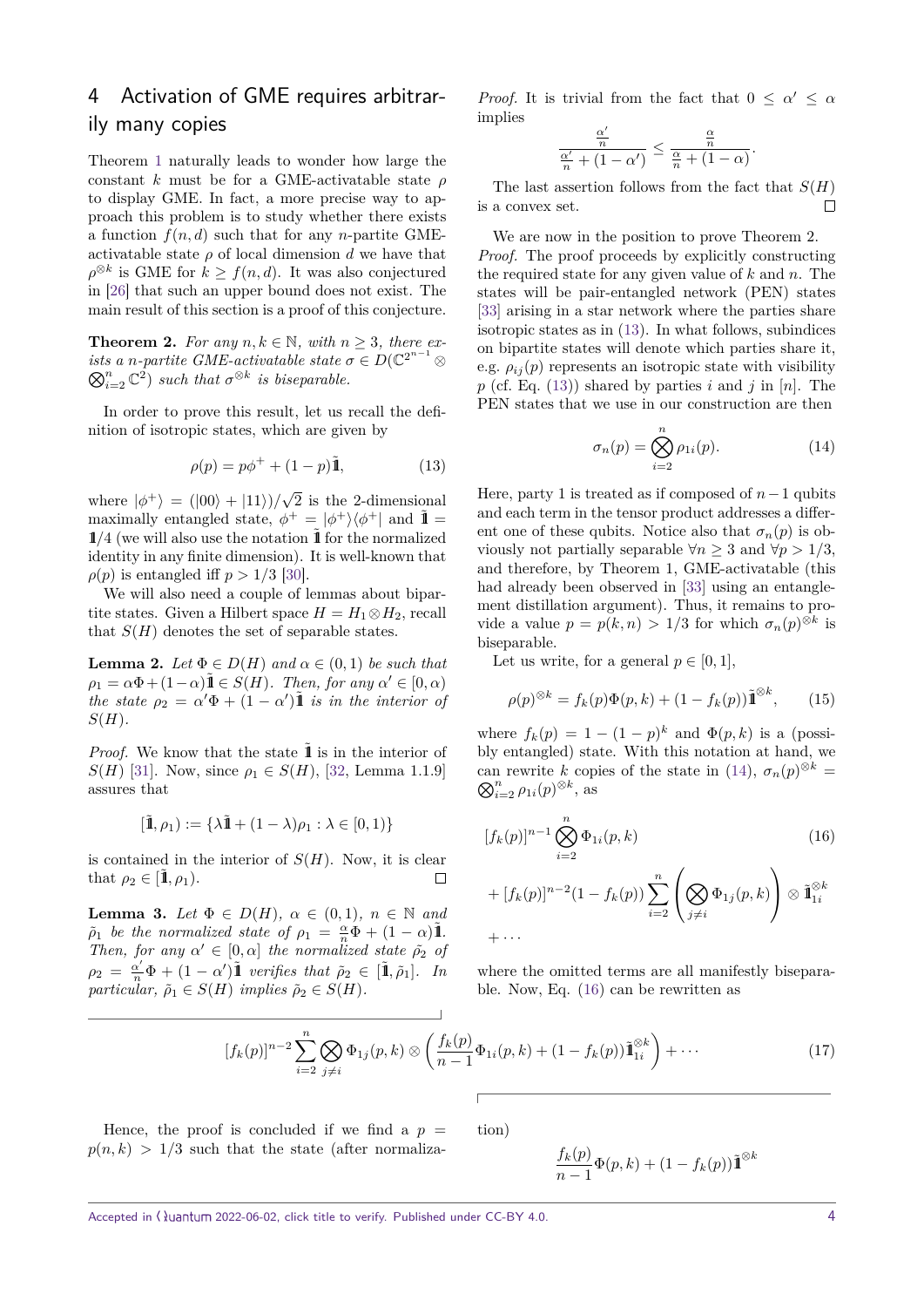## 4 Activation of GME requires arbitrarily many copies

Theorem 1 naturally leads to wonder how large the constant $k$ must be for a GME-activatable state $\rho$ to display GME. In fact, a more precise way to approach this problem is to study whether there exists a function $f(n,d)$ such that for any $n$-partite GME-activatable state $\rho$ of local dimension $d$ we have that $\rho^{\otimes k}$ is GME for $k \geq f(n,d)$. It was also conjectured in [26] that such an upper bound does not exist. The main result of this section is a proof of this conjecture.

**Theorem 2.** *For any $n, k \in \mathbb{N}$, with $n \geq 3$, there exists a $n$-partite GME-activatable state $\sigma \in D(\mathbb{C}^{2^{n-1}} \otimes \bigotimes_{i=2}^{n} \mathbb{C}^2)$ such that $\sigma^{\otimes k}$ is biseparable.*

In order to prove this result, let us recall the definition of isotropic states, which are given by

$$\rho(p) = p\phi^+ + (1-p)\tilde{\mathbb{1}}, \tag{13}$$

where $|\phi^+\rangle = (|00\rangle + |11\rangle)/\sqrt{2}$ is the 2-dimensional maximally entangled state, $\phi^+ = |\phi^+\rangle\langle\phi^+|$ and $\tilde{\mathbb{1}} = \mathbb{1}/4$ (we will also use the notation $\tilde{\mathbb{1}}$ for the normalized identity in any finite dimension). It is well-known that $\rho(p)$ is entangled iff $p > 1/3$ [30].

We will also need a couple of lemmas about bipartite states. Given a Hilbert space $H = H_1 \otimes H_2$, recall that $S(H)$ denotes the set of separable states.

**Lemma 2.** *Let $\Phi \in D(H)$ and $\alpha \in (0,1)$ be such that $\rho_1 = \alpha\Phi + (1-\alpha)\tilde{\mathbb{1}} \in S(H)$. Then, for any $\alpha' \in [0, \alpha)$ the state $\rho_2 = \alpha'\Phi + (1-\alpha')\tilde{\mathbb{1}}$ is in the interior of $S(H)$.*

*Proof.* We know that the state $\tilde{\mathbb{1}}$ is in the interior of $S(H)$ [31]. Now, since $\rho_1 \in S(H)$, [32, Lemma 1.1.9] assures that

$$[\tilde{\mathbb{1}}, \rho_1) := \{\lambda\tilde{\mathbb{1}} + (1-\lambda)\rho_1 : \lambda \in [0,1)\}$$

is contained in the interior of $S(H)$. Now, it is clear that $\rho_2 \in [\tilde{\mathbb{1}}, \rho_1)$. □

**Lemma 3.** *Let $\Phi \in D(H)$, $\alpha \in (0,1)$, $n \in \mathbb{N}$ and $\tilde{\rho}_1$ be the normalized state of $\rho_1 = \frac{\alpha}{n}\Phi + (1-\alpha)\tilde{\mathbb{1}}$. Then, for any $\alpha' \in [0, \alpha]$ the normalized state $\tilde{\rho}_2$ of $\rho_2 = \frac{\alpha'}{n}\Phi + (1-\alpha')\tilde{\mathbb{1}}$ verifies that $\tilde{\rho}_2 \in [\tilde{\mathbb{1}}, \tilde{\rho}_1]$. In particular, $\tilde{\rho}_1 \in S(H)$ implies $\tilde{\rho}_2 \in S(H)$.*

*Proof.* It is trivial from the fact that $0 \leq \alpha' \leq \alpha$ implies

$$\frac{\frac{\alpha'}{n}}{\frac{\alpha'}{n} + (1-\alpha')} \leq \frac{\frac{\alpha}{n}}{\frac{\alpha}{n} + (1-\alpha)}.$$

The last assertion follows from the fact that $S(H)$ is a convex set. □

We are now in the position to prove Theorem 2.

*Proof.* The proof proceeds by explicitly constructing the required state for any given value of $k$ and $n$. The states will be pair-entangled network (PEN) states [33] arising in a star network where the parties share isotropic states as in (13). In what follows, subindices on bipartite states will denote which parties share it, e.g. $\rho_{ij}(p)$ represents an isotropic state with visibility $p$ (cf. Eq. (13)) shared by parties $i$ and $j$ in $[n]$. The PEN states that we use in our construction are then

$$\sigma_n(p) = \bigotimes_{i=2}^{n} \rho_{1i}(p). \tag{14}$$

Here, party 1 is treated as if composed of $n-1$ qubits and each term in the tensor product addresses a different one of these qubits. Notice also that $\sigma_n(p)$ is obviously not partially separable $\forall n \geq 3$ and $\forall p > 1/3$, and therefore, by Theorem 1, GME-activatable (this had already been observed in [33] using an entanglement distillation argument). Thus, it remains to provide a value $p = p(k,n) > 1/3$ for which $\sigma_n(p)^{\otimes k}$ is biseparable.

Let us write, for a general $p \in [0,1]$,

$$\rho(p)^{\otimes k} = f_k(p)\Phi(p,k) + (1-f_k(p))\tilde{\mathbb{1}}^{\otimes k}, \tag{15}$$

where $f_k(p) = 1-(1-p)^k$ and $\Phi(p,k)$ is a (possibly entangled) state. With this notation at hand, we can rewrite $k$ copies of the state in (14), $\sigma_n(p)^{\otimes k} = \bigotimes_{i=2}^{n} \rho_{1i}(p)^{\otimes k}$, as

$$\begin{aligned}
&[f_k(p)]^{n-1} \bigotimes_{i=2}^{n} \Phi_{1i}(p,k) \\
&+ [f_k(p)]^{n-2}(1-f_k(p)) \sum_{i=2}^{n} \left( \bigotimes_{j\neq i} \Phi_{1j}(p,k) \right) \otimes \tilde{\mathbb{1}}_{1i}^{\otimes k} \\
&+ \cdots
\end{aligned} \tag{16}$$

where the omitted terms are all manifestly biseparable. Now, Eq. (16) can be rewritten as

$$[f_k(p)]^{n-2} \sum_{i=2}^{n} \bigotimes_{j\neq i} \Phi_{1j}(p,k) \otimes \left( \frac{f_k(p)}{n-1} \Phi_{1i}(p,k) + (1-f_k(p))\tilde{\mathbb{1}}_{1i}^{\otimes k} \right) + \cdots \tag{17}$$

Hence, the proof is concluded if we find a $p = p(n,k) > 1/3$ such that the state (after normalization)

$$\frac{f_k(p)}{n-1}\Phi(p,k) + (1-f_k(p))\tilde{\mathbb{1}}^{\otimes k}$$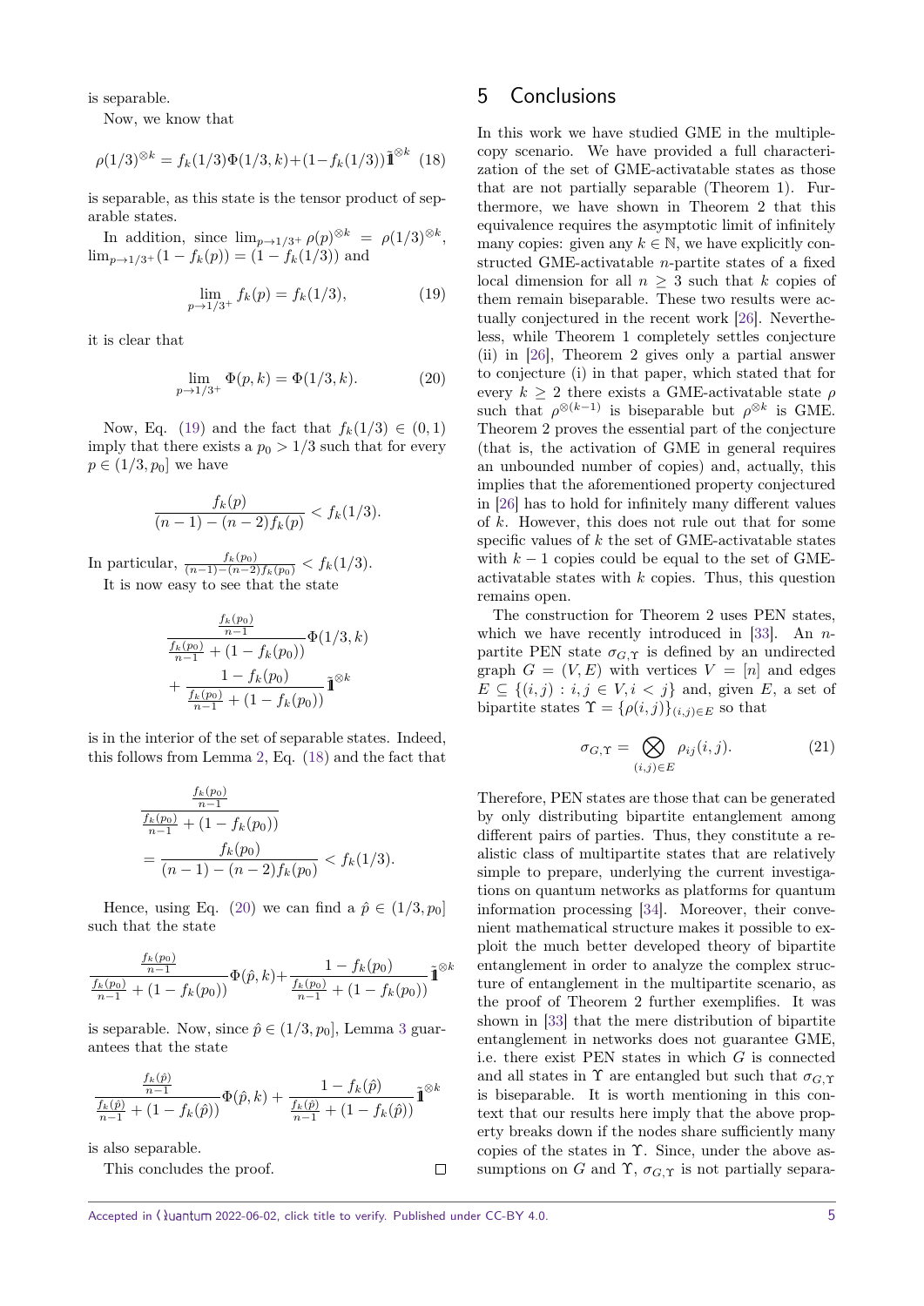is separable.

Now, we know that

$$\rho(1/3)^{\otimes k} = f_k(1/3)\Phi(1/3,k)+(1-f_k(1/3))\tilde{\mathbb{1}}^{\otimes k} \quad (18)$$

is separable, as this state is the tensor product of separable states.

In addition, since $\lim_{p\to 1/3^+}\rho(p)^{\otimes k} = \rho(1/3)^{\otimes k}$, $\lim_{p\to 1/3^+}(1-f_k(p)) = (1-f_k(1/3))$ and

$$\lim_{p\to 1/3^+} f_k(p) = f_k(1/3), \quad (19)$$

it is clear that

$$\lim_{p\to 1/3^+} \Phi(p,k) = \Phi(1/3,k). \quad (20)$$

Now, Eq. (19) and the fact that $f_k(1/3)\in(0,1)$ imply that there exists a $p_0 > 1/3$ such that for every $p\in(1/3,p_0]$ we have

$$\frac{f_k(p)}{(n-1)-(n-2)f_k(p)} < f_k(1/3).$$

In particular, $\frac{f_k(p_0)}{(n-1)-(n-2)f_k(p_0)} < f_k(1/3)$.

It is now easy to see that the state

$$\frac{\frac{f_k(p_0)}{n-1}}{\frac{f_k(p_0)}{n-1}+(1-f_k(p_0))}\Phi(1/3,k) + \frac{1-f_k(p_0)}{\frac{f_k(p_0)}{n-1}+(1-f_k(p_0))}\tilde{\mathbb{1}}^{\otimes k}$$

is in the interior of the set of separable states. Indeed, this follows from Lemma 2, Eq. (18) and the fact that

$$\frac{\frac{f_k(p_0)}{n-1}}{\frac{f_k(p_0)}{n-1}+(1-f_k(p_0))} = \frac{f_k(p_0)}{(n-1)-(n-2)f_k(p_0)} < f_k(1/3).$$

Hence, using Eq. (20) we can find a $\hat{p}\in(1/3,p_0]$ such that the state

$$\frac{\frac{f_k(p_0)}{n-1}}{\frac{f_k(p_0)}{n-1}+(1-f_k(p_0))}\Phi(\hat{p},k)+\frac{1-f_k(p_0)}{\frac{f_k(p_0)}{n-1}+(1-f_k(p_0))}\tilde{\mathbb{1}}^{\otimes k}$$

is separable. Now, since $\hat{p}\in(1/3,p_0]$, Lemma 3 guarantees that the state

$$\frac{\frac{f_k(\hat{p})}{n-1}}{\frac{f_k(\hat{p})}{n-1}+(1-f_k(\hat{p}))}\Phi(\hat{p},k) + \frac{1-f_k(\hat{p})}{\frac{f_k(\hat{p})}{n-1}+(1-f_k(\hat{p}))}\tilde{\mathbb{1}}^{\otimes k}$$

is also separable.

This concludes the proof. □

## 5 Conclusions

In this work we have studied GME in the multiple-copy scenario. We have provided a full characterization of the set of GME-activatable states as those that are not partially separable (Theorem 1). Furthermore, we have shown in Theorem 2 that this equivalence requires the asymptotic limit of infinitely many copies: given any $k\in\mathbb{N}$, we have explicitly constructed GME-activatable $n$-partite states of a fixed local dimension for all $n\geq 3$ such that $k$ copies of them remain biseparable. These two results were actually conjectured in the recent work [26]. Nevertheless, while Theorem 1 completely settles conjecture (ii) in [26], Theorem 2 gives only a partial answer to conjecture (i) in that paper, which stated that for every $k\geq 2$ there exists a GME-activatable state $\rho$ such that $\rho^{\otimes(k-1)}$ is biseparable but $\rho^{\otimes k}$ is GME. Theorem 2 proves the essential part of the conjecture (that is, the activation of GME in general requires an unbounded number of copies) and, actually, this implies that the aforementioned property conjectured in [26] has to hold for infinitely many different values of $k$. However, this does not rule out that for some specific values of $k$ the set of GME-activatable states with $k-1$ copies could be equal to the set of GME-activatable states with $k$ copies. Thus, this question remains open.

The construction for Theorem 2 uses PEN states, which we have recently introduced in [33]. An $n$-partite PEN state $\sigma_{G,\Upsilon}$ is defined by an undirected graph $G=(V,E)$ with vertices $V=[n]$ and edges $E\subseteq\{(i,j): i,j\in V, i<j\}$ and, given $E$, a set of bipartite states $\Upsilon=\{\rho(i,j)\}_{(i,j)\in E}$ so that

$$\sigma_{G,\Upsilon} = \bigotimes_{(i,j)\in E}\rho_{ij}(i,j). \quad (21)$$

Therefore, PEN states are those that can be generated by only distributing bipartite entanglement among different pairs of parties. Thus, they constitute a realistic class of multipartite states that are relatively simple to prepare, underlying the current investigations on quantum networks as platforms for quantum information processing [34]. Moreover, their convenient mathematical structure makes it possible to exploit the much better developed theory of bipartite entanglement in order to analyze the complex structure of entanglement in the multipartite scenario, as the proof of Theorem 2 further exemplifies. It was shown in [33] that the mere distribution of bipartite entanglement in networks does not guarantee GME, i.e. there exist PEN states in which $G$ is connected and all states in $\Upsilon$ are entangled but such that $\sigma_{G,\Upsilon}$ is biseparable. It is worth mentioning in this context that our results here imply that the above property breaks down if the nodes share sufficiently many copies of the states in $\Upsilon$. Since, under the above assumptions on $G$ and $\Upsilon$, $\sigma_{G,\Upsilon}$ is not partially separa-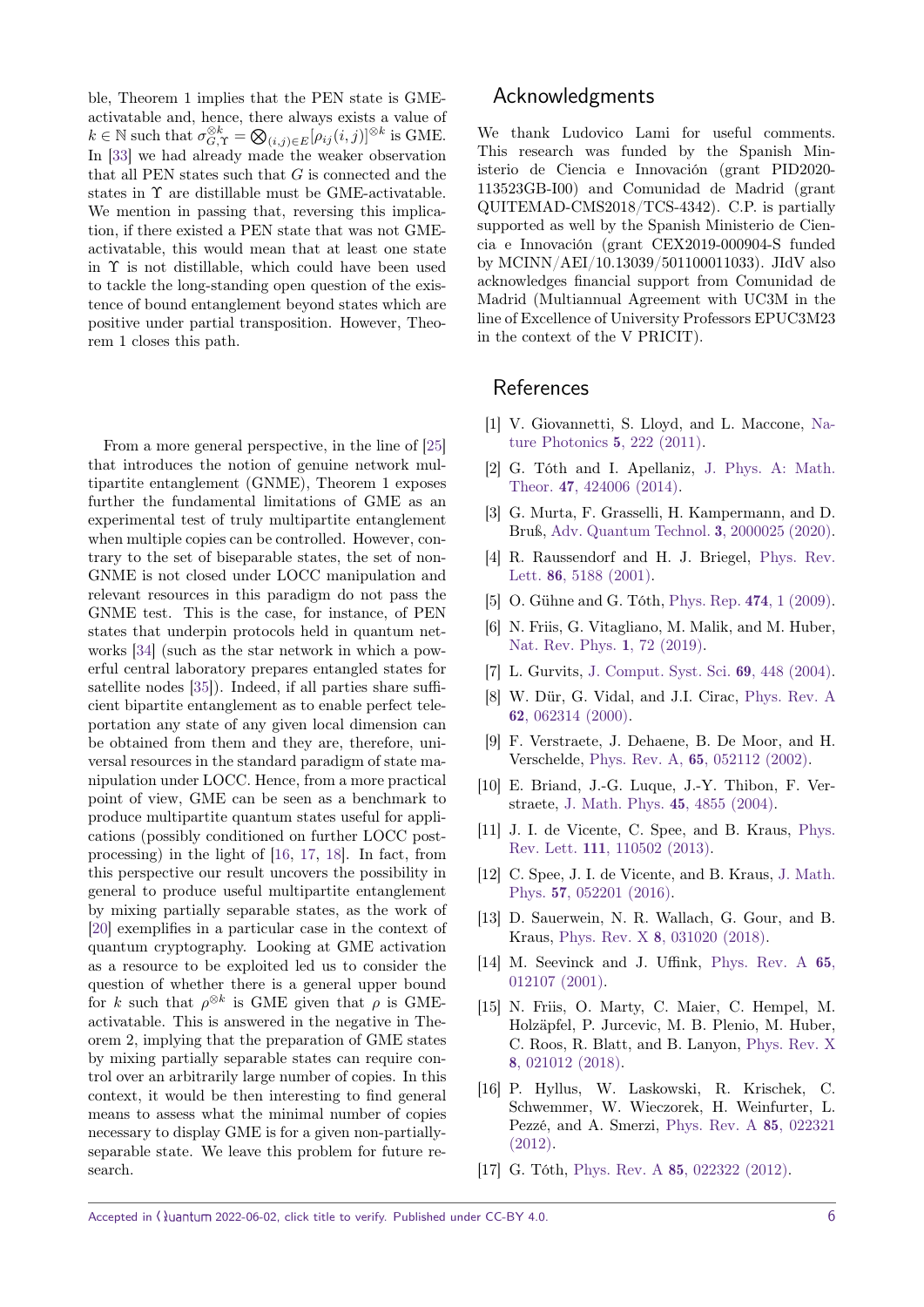ble, Theorem 1 implies that the PEN state is GME-activatable and, hence, there always exists a value of $k \in \mathbb{N}$ such that $\sigma_{G,\Upsilon}^{\otimes k} = \bigotimes_{(i,j)\in E}[\rho_{ij}(i,j)]^{\otimes k}$ is GME. In [33] we had already made the weaker observation that all PEN states such that $G$ is connected and the states in $\Upsilon$ are distillable must be GME-activatable. We mention in passing that, reversing this implication, if there existed a PEN state that was not GME-activatable, this would mean that at least one state in $\Upsilon$ is not distillable, which could have been used to tackle the long-standing open question of the existence of bound entanglement beyond states which are positive under partial transposition. However, Theorem 1 closes this path.

From a more general perspective, in the line of [25] that introduces the notion of genuine network multipartite entanglement (GNME), Theorem 1 exposes further the fundamental limitations of GME as an experimental test of truly multipartite entanglement when multiple copies can be controlled. However, contrary to the set of biseparable states, the set of non-GNME is not closed under LOCC manipulation and relevant resources in this paradigm do not pass the GNME test. This is the case, for instance, of PEN states that underpin protocols held in quantum networks [34] (such as the star network in which a powerful central laboratory prepares entangled states for satellite nodes [35]). Indeed, if all parties share sufficient bipartite entanglement as to enable perfect teleportation any state of any given local dimension can be obtained from them and they are, therefore, universal resources in the standard paradigm of state manipulation under LOCC. Hence, from a more practical point of view, GME can be seen as a benchmark to produce multipartite quantum states useful for applications (possibly conditioned on further LOCC postprocessing) in the light of [16, 17, 18]. In fact, from this perspective our result uncovers the possibility in general to produce useful multipartite entanglement by mixing partially separable states, as the work of [20] exemplifies in a particular case in the context of quantum cryptography. Looking at GME activation as a resource to be exploited led us to consider the question of whether there is a general upper bound for $k$ such that $\rho^{\otimes k}$ is GME given that $\rho$ is GME-activatable. This is answered in the negative in Theorem 2, implying that the preparation of GME states by mixing partially separable states can require control over an arbitrarily large number of copies. In this context, it would be then interesting to find general means to assess what the minimal number of copies necessary to display GME is for a given non-partially-separable state. We leave this problem for future research.

## Acknowledgments

We thank Ludovico Lami for useful comments. This research was funded by the Spanish Ministerio de Ciencia e Innovación (grant PID2020-113523GB-I00) and Comunidad de Madrid (grant QUITEMAD-CMS2018/TCS-4342). C.P. is partially supported as well by the Spanish Ministerio de Ciencia e Innovación (grant CEX2019-000904-S funded by MCINN/AEI/10.13039/501100011033). JIdV also acknowledges financial support from Comunidad de Madrid (Multiannual Agreement with UC3M in the line of Excellence of University Professors EPUC3M23 in the context of the V PRICIT).

## References

[1] V. Giovannetti, S. Lloyd, and L. Maccone, Nature Photonics **5**, 222 (2011).

[2] G. Tóth and I. Apellaniz, J. Phys. A: Math. Theor. **47**, 424006 (2014).

[3] G. Murta, F. Grasselli, H. Kampermann, and D. Bruß, Adv. Quantum Technol. **3**, 2000025 (2020).

[4] R. Raussendorf and H. J. Briegel, Phys. Rev. Lett. **86**, 5188 (2001).

[5] O. Gühne and G. Tóth, Phys. Rep. **474**, 1 (2009).

[6] N. Friis, G. Vitagliano, M. Malik, and M. Huber, Nat. Rev. Phys. **1**, 72 (2019).

[7] L. Gurvits, J. Comput. Syst. Sci. **69**, 448 (2004).

[8] W. Dür, G. Vidal, and J.I. Cirac, Phys. Rev. A **62**, 062314 (2000).

[9] F. Verstraete, J. Dehaene, B. De Moor, and H. Verschelde, Phys. Rev. A, **65**, 052112 (2002).

[10] E. Briand, J.-G. Luque, J.-Y. Thibon, F. Verstraete, J. Math. Phys. **45**, 4855 (2004).

[11] J. I. de Vicente, C. Spee, and B. Kraus, Phys. Rev. Lett. **111**, 110502 (2013).

[12] C. Spee, J. I. de Vicente, and B. Kraus, J. Math. Phys. **57**, 052201 (2016).

[13] D. Sauerwein, N. R. Wallach, G. Gour, and B. Kraus, Phys. Rev. X **8**, 031020 (2018).

[14] M. Seevinck and J. Uffink, Phys. Rev. A **65**, 012107 (2001).

[15] N. Friis, O. Marty, C. Maier, C. Hempel, M. Holzäpfel, P. Jurcevic, M. B. Plenio, M. Huber, C. Roos, R. Blatt, and B. Lanyon, Phys. Rev. X **8**, 021012 (2018).

[16] P. Hyllus, W. Laskowski, R. Krischek, C. Schwemmer, W. Wieczorek, H. Weinfurter, L. Pezzé, and A. Smerzi, Phys. Rev. A **85**, 022321 (2012).

[17] G. Tóth, Phys. Rev. A **85**, 022322 (2012).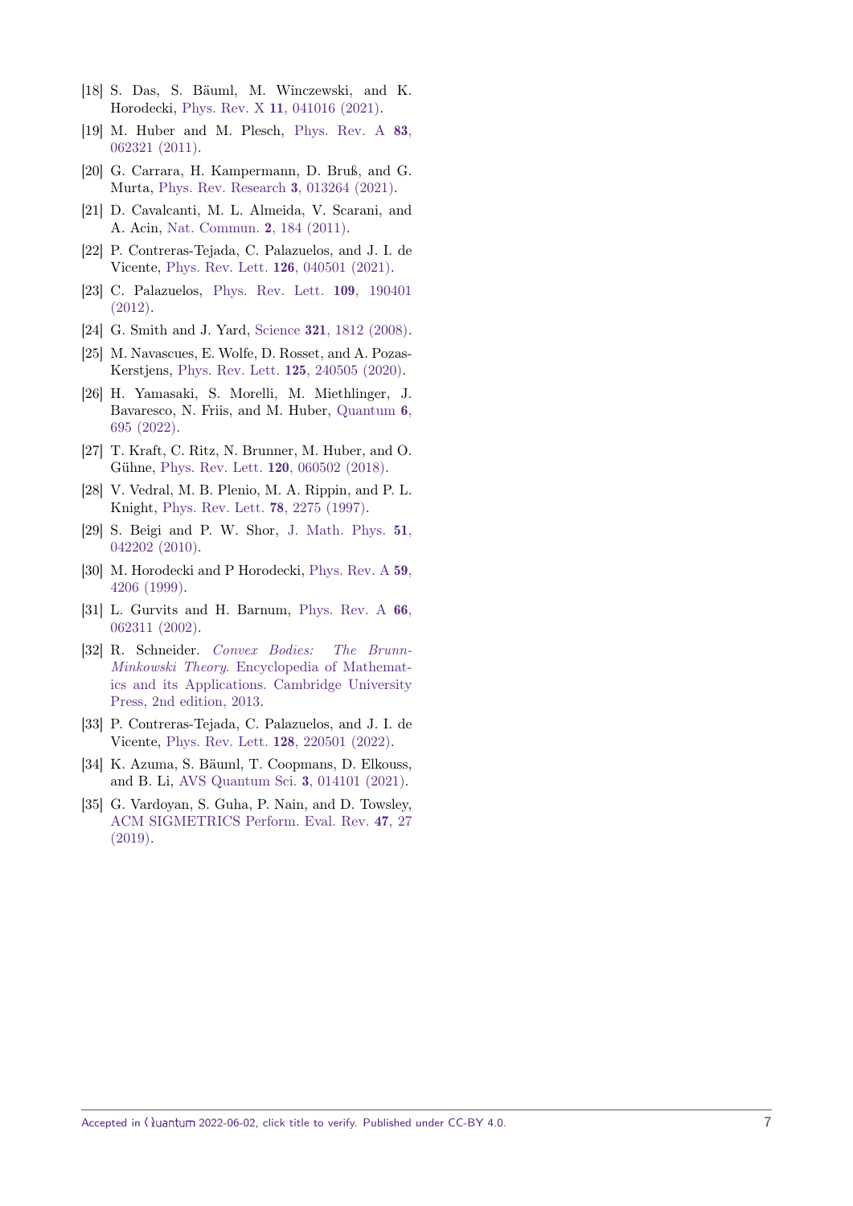[18] S. Das, S. Bäuml, M. Winczewski, and K. Horodecki, Phys. Rev. X **11**, 041016 (2021).

[19] M. Huber and M. Plesch, Phys. Rev. A **83**, 062321 (2011).

[20] G. Carrara, H. Kampermann, D. Bruß, and G. Murta, Phys. Rev. Research **3**, 013264 (2021).

[21] D. Cavalcanti, M. L. Almeida, V. Scarani, and A. Acin, Nat. Commun. **2**, 184 (2011).

[22] P. Contreras-Tejada, C. Palazuelos, and J. I. de Vicente, Phys. Rev. Lett. **126**, 040501 (2021).

[23] C. Palazuelos, Phys. Rev. Lett. **109**, 190401 (2012).

[24] G. Smith and J. Yard, Science **321**, 1812 (2008).

[25] M. Navascues, E. Wolfe, D. Rosset, and A. Pozas-Kerstjens, Phys. Rev. Lett. **125**, 240505 (2020).

[26] H. Yamasaki, S. Morelli, M. Miethlinger, J. Bavaresco, N. Friis, and M. Huber, Quantum **6**, 695 (2022).

[27] T. Kraft, C. Ritz, N. Brunner, M. Huber, and O. Gühne, Phys. Rev. Lett. **120**, 060502 (2018).

[28] V. Vedral, M. B. Plenio, M. A. Rippin, and P. L. Knight, Phys. Rev. Lett. **78**, 2275 (1997).

[29] S. Beigi and P. W. Shor, J. Math. Phys. **51**, 042202 (2010).

[30] M. Horodecki and P Horodecki, Phys. Rev. A **59**, 4206 (1999).

[31] L. Gurvits and H. Barnum, Phys. Rev. A **66**, 062311 (2002).

[32] R. Schneider. *Convex Bodies: The Brunn-Minkowski Theory*. Encyclopedia of Mathematics and its Applications. Cambridge University Press, 2nd edition, 2013.

[33] P. Contreras-Tejada, C. Palazuelos, and J. I. de Vicente, Phys. Rev. Lett. **128**, 220501 (2022).

[34] K. Azuma, S. Bäuml, T. Coopmans, D. Elkouss, and B. Li, AVS Quantum Sci. **3**, 014101 (2021).

[35] G. Vardoyan, S. Guha, P. Nain, and D. Towsley, ACM SIGMETRICS Perform. Eval. Rev. **47**, 27 (2019).